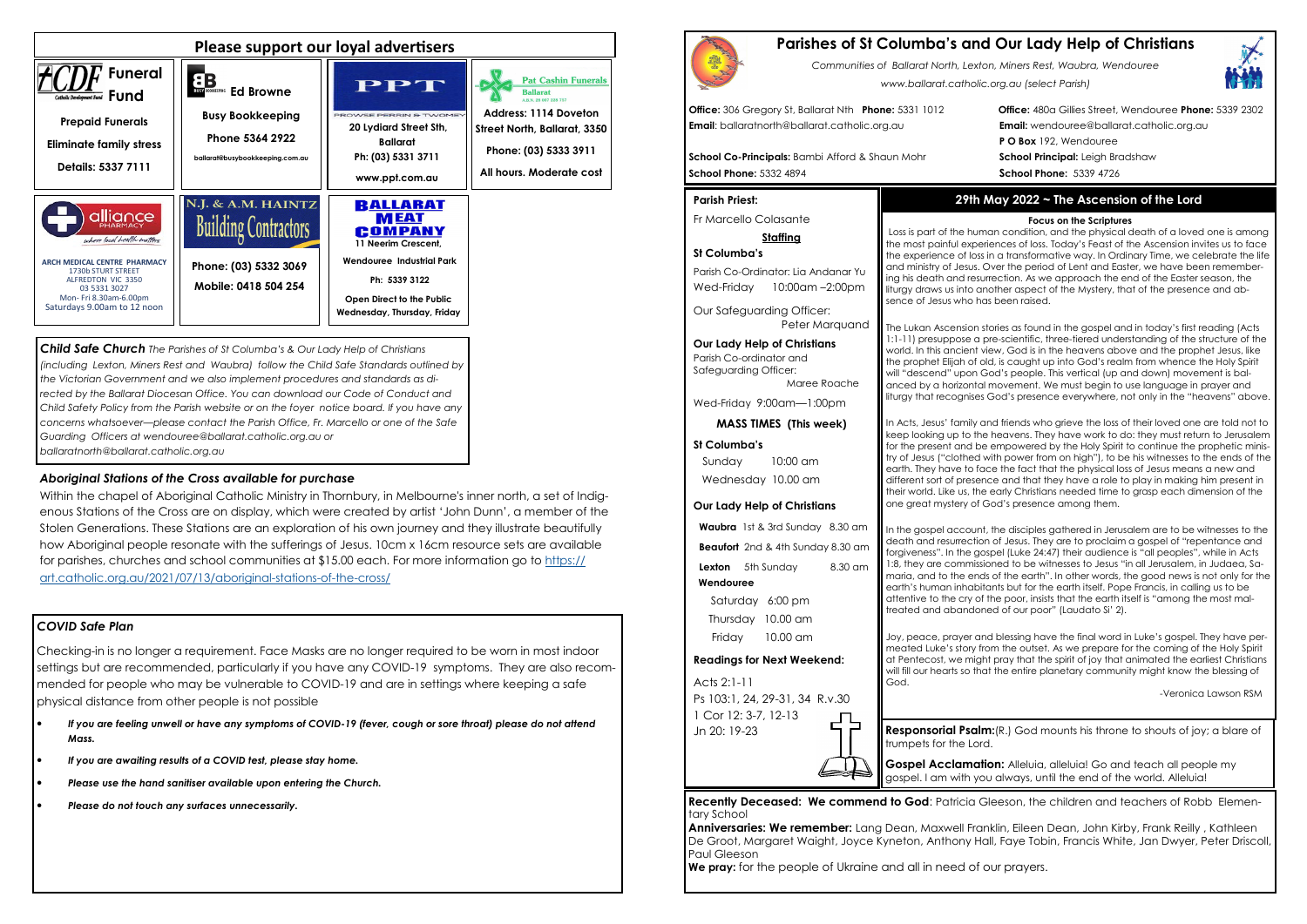## Please support our loyal advertisers

**CDF Funeral Fund**
Catholic Development Fund
Prepaid Funerals
Eliminate family stress
Details: 5337 7111

**BB Ed Browne**
Busy Bookkeeping
Phone 5364 2922
ballarat@busybookkeeping.com.au

**PPT**
PROWSE PERRIN & TWOMEY
20 Lydiard Street Sth, Ballarat
Ph: (03) 5331 3711
www.ppt.com.au

**Pat Cashin Funerals**
Ballarat
Address: 1114 Doveton Street North, Ballarat, 3350
Phone: (03) 5333 3911
All hours. Moderate cost

**alliance PHARMACY**
where local health matters
ARCH MEDICAL CENTRE PHARMACY
1730b STURT STREET
ALFREDTON VIC 3350
03 5331 3027
Mon- Fri 8.30am-6.00pm
Saturdays 9.00am to 12 noon

**N.J. & A.M. HAINTZ**
Building Contractors
Phone: (03) 5332 3069
Mobile: 0418 504 254

**BALLARAT MEAT COMPANY**
11 Neerim Crescent,
Wendouree Industrial Park
Ph: 5339 3122
Open Direct to the Public
Wednesday, Thursday, Friday

*Child Safe Church The Parishes of St Columba's & Our Lady Help of Christians (including Lexton, Miners Rest and Waubra) follow the Child Safe Standards outlined by the Victorian Government and we also implement procedures and standards as directed by the Ballarat Diocesan Office. You can download our Code of Conduct and Child Safety Policy from the Parish website or on the foyer notice board. If you have any concerns whatsoever—please contact the Parish Office, Fr. Marcello or one of the Safe Guarding Officers at wendouree@ballarat.catholic.org.au or ballaratnorth@ballarat.catholic.org.au*

### *Aboriginal Stations of the Cross available for purchase*

Within the chapel of Aboriginal Catholic Ministry in Thornbury, in Melbourne's inner north, a set of Indigenous Stations of the Cross are on display, which were created by artist 'John Dunn', a member of the Stolen Generations. These Stations are an exploration of his own journey and they illustrate beautifully how Aboriginal people resonate with the sufferings of Jesus. 10cm x 16cm resource sets are available for parishes, churches and school communities at $15.00 each. For more information go to https://art.catholic.org.au/2021/07/13/aboriginal-stations-of-the-cross/

### *COVID Safe Plan*

Checking-in is no longer a requirement. Face Masks are no longer required to be worn in most indoor settings but are recommended, particularly if you have any COVID-19 symptoms. They are also recommended for people who may be vulnerable to COVID-19 and are in settings where keeping a safe physical distance from other people is not possible

- ***If you are feeling unwell or have any symptoms of COVID-19 (fever, cough or sore throat) please do not attend Mass.***
- ***If you are awaiting results of a COVID test, please stay home.***
- ***Please use the hand sanitiser available upon entering the Church.***
- ***Please do not touch any surfaces unnecessarily.***

# Parishes of St Columba's and Our Lady Help of Christians

*Communities of Ballarat North, Lexton, Miners Rest, Waubra, Wendouree*

*www.ballarat.catholic.org.au (select Parish)*

**Office:** 306 Gregory St, Ballarat Nth **Phone:** 5331 1012
**Email**: ballaratnorth@ballarat.catholic.org.au

**School Co-Principals:** Bambi Afford & Shaun Mohr
**School Phone:** 5332 4894

**Office:** 480a Gillies Street, Wendouree **Phone:** 5339 2302
**Email:** wendouree@ballarat.catholic.org.au
**P O Box** 192, Wendouree
**School Principal:** Leigh Bradshaw
**School Phone:** 5339 4726

**Parish Priest:**

Fr Marcello Colasante

**Staffing**

**St Columba's**

Parish Co-Ordinator: Lia Andanar Yu
Wed-Friday 10:00am –2:00pm

Our Safeguarding Officer: Peter Marquand

**Our Lady Help of Christians**
Parish Co-ordinator and Safeguarding Officer: Maree Roache

Wed-Friday 9:00am—1:00pm

**MASS TIMES (This week)**

**St Columba's**

Sunday 10:00 am
Wednesday 10.00 am

**Our Lady Help of Christians**

**Waubra** 1st & 3rd Sunday 8.30 am
**Beaufort** 2nd & 4th Sunday 8.30 am
**Lexton** 5th Sunday 8.30 am
**Wendouree**
Saturday 6:00 pm
Thursday 10.00 am
Friday 10.00 am

**Readings for Next Weekend:**

Acts 2:1-11
Ps 103:1, 24, 29-31, 34 R.v.30
1 Cor 12: 3-7, 12-13
Jn 20: 19-23

## 29th May 2022 ~ The Ascension of the Lord

**Focus on the Scriptures**

Loss is part of the human condition, and the physical death of a loved one is among the most painful experiences of loss. Today's Feast of the Ascension invites us to face the experience of loss in a transformative way. In Ordinary Time, we celebrate the life and ministry of Jesus. Over the period of Lent and Easter, we have been remembering his death and resurrection. As we approach the end of the Easter season, the liturgy draws us into another aspect of the Mystery, that of the presence and absence of Jesus who has been raised.

The Lukan Ascension stories as found in the gospel and in today's first reading (Acts 1:1-11) presuppose a pre-scientific, three-tiered understanding of the structure of the world. In this ancient view, God is in the heavens above and the prophet Jesus, like the prophet Elijah of old, is caught up into God's realm from whence the Holy Spirit will "descend" upon God's people. This vertical (up and down) movement is balanced by a horizontal movement. We must begin to use language in prayer and liturgy that recognises God's presence everywhere, not only in the "heavens" above.

In Acts, Jesus' family and friends who grieve the loss of their loved one are told not to keep looking up to the heavens. They have work to do: they must return to Jerusalem for the present and be empowered by the Holy Spirit to continue the prophetic ministry of Jesus ("clothed with power from on high"), to be his witnesses to the ends of the earth. They have to face the fact that the physical loss of Jesus means a new and different sort of presence and that they have a role to play in making him present in their world. Like us, the early Christians needed time to grasp each dimension of the one great mystery of God's presence among them.

In the gospel account, the disciples gathered in Jerusalem are to be witnesses to the death and resurrection of Jesus. They are to proclaim a gospel of "repentance and forgiveness". In the gospel (Luke 24:47) their audience is "all peoples", while in Acts 1:8, they are commissioned to be witnesses to Jesus "in all Jerusalem, in Judaea, Samaria, and to the ends of the earth". In other words, the good news is not only for the earth's human inhabitants but for the earth itself. Pope Francis, in calling us to be attentive to the cry of the poor, insists that the earth itself is "among the most maltreated and abandoned of our poor" (Laudato Si' 2).

Joy, peace, prayer and blessing have the final word in Luke's gospel. They have permeated Luke's story from the outset. As we prepare for the coming of the Holy Spirit at Pentecost, we might pray that the spirit of joy that animated the earliest Christians will fill our hearts so that the entire planetary community might know the blessing of God.

-Veronica Lawson RSM

**Responsorial Psalm:**(R.) God mounts his throne to shouts of joy; a blare of trumpets for the Lord.

**Gospel Acclamation:** Alleluia, alleluia! Go and teach all people my gospel. I am with you always, until the end of the world. Alleluia!

**Recently Deceased: We commend to God**: Patricia Gleeson, the children and teachers of Robb Elementary School

**Anniversaries: We remember:** Lang Dean, Maxwell Franklin, Eileen Dean, John Kirby, Frank Reilly , Kathleen De Groot, Margaret Waight, Joyce Kyneton, Anthony Hall, Faye Tobin, Francis White, Jan Dwyer, Peter Driscoll, Paul Gleeson

**We pray:** for the people of Ukraine and all in need of our prayers.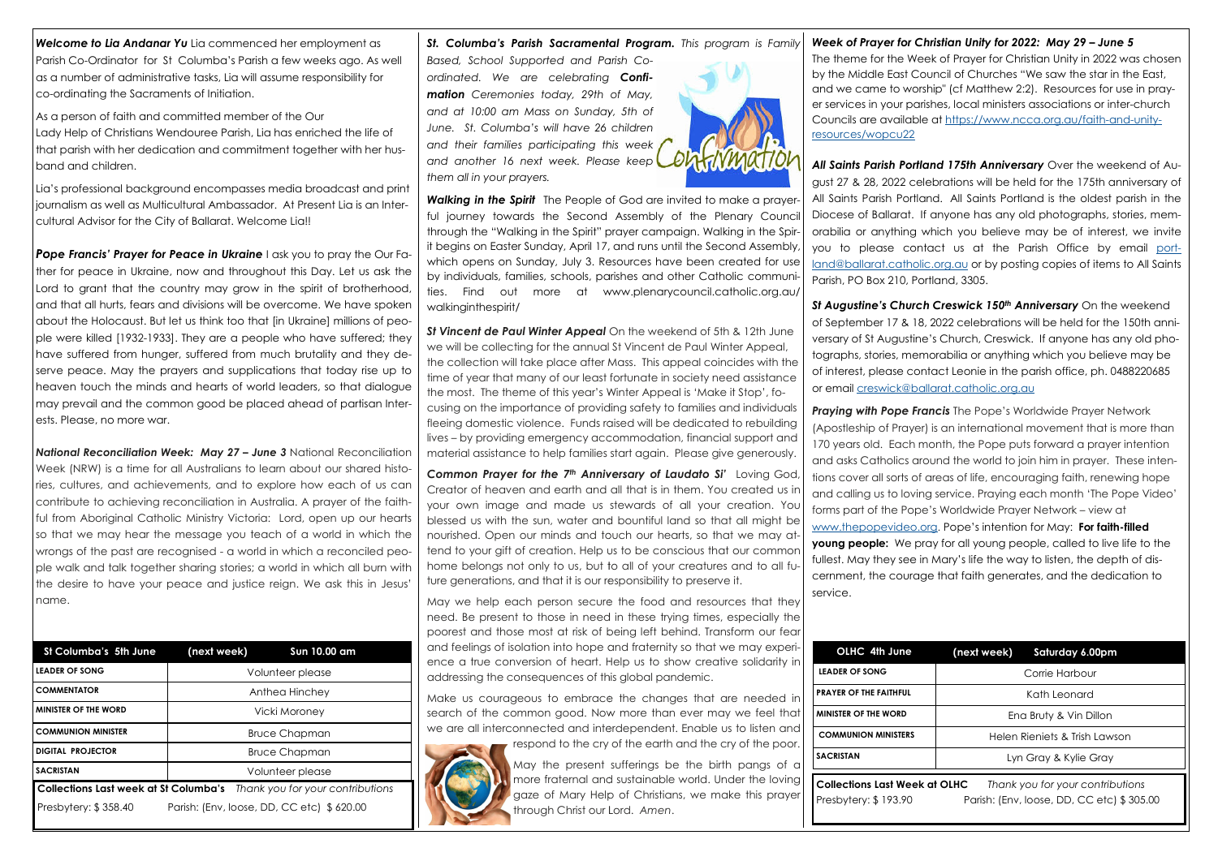***Welcome to Lia Andanar Yu*** Lia commenced her employment as Parish Co-Ordinator for St Columba's Parish a few weeks ago. As well as a number of administrative tasks, Lia will assume responsibility for co-ordinating the Sacraments of Initiation.

As a person of faith and committed member of the Our Lady Help of Christians Wendouree Parish, Lia has enriched the life of that parish with her dedication and commitment together with her husband and children.

Lia's professional background encompasses media broadcast and print journalism as well as Multicultural Ambassador. At Present Lia is an Intercultural Advisor for the City of Ballarat. Welcome Lia!!

***Pope Francis' Prayer for Peace in Ukraine*** I ask you to pray the Our Father for peace in Ukraine, now and throughout this Day. Let us ask the Lord to grant that the country may grow in the spirit of brotherhood, and that all hurts, fears and divisions will be overcome. We have spoken about the Holocaust. But let us think too that [in Ukraine] millions of people were killed [1932-1933]. They are a people who have suffered; they have suffered from hunger, suffered from much brutality and they deserve peace. May the prayers and supplications that today rise up to heaven touch the minds and hearts of world leaders, so that dialogue may prevail and the common good be placed ahead of partisan Interests. Please, no more war.

***National Reconciliation Week: May 27 – June 3*** National Reconciliation Week (NRW) is a time for all Australians to learn about our shared histories, cultures, and achievements, and to explore how each of us can contribute to achieving reconciliation in Australia. A prayer of the faithful from Aboriginal Catholic Ministry Victoria: Lord, open up our hearts so that we may hear the message you teach of a world in which the wrongs of the past are recognised - a world in which a reconciled people walk and talk together sharing stories; a world in which all burn with the desire to have your peace and justice reign. We ask this in Jesus' name.

| St Columba's 5th June | (next week) Sun 10.00 am |
|---|---|
| LEADER OF SONG | Volunteer please |
| COMMENTATOR | Anthea Hinchey |
| MINISTER OF THE WORD | Vicki Moroney |
| COMMUNION MINISTER | Bruce Chapman |
| DIGITAL PROJECTOR | Bruce Chapman |
| SACRISTAN | Volunteer please |

**Collections Last week at St Columba's** *Thank you for your contributions*
Presbytery: $ 358.40 Parish: (Env, loose, DD, CC etc) $ 620.00

***St. Columba's Parish Sacramental Program.*** *This program is Family Based, School Supported and Parish Co-ordinated. We are celebrating **Confirmation** Ceremonies today, 29th of May, and at 10:00 am Mass on Sunday, 5th of June. St. Columba's will have 26 children and their families participating this week and another 16 next week. Please keep them all in your prayers.*

***Walking in the Spirit*** The People of God are invited to make a prayerful journey towards the Second Assembly of the Plenary Council through the "Walking in the Spirit" prayer campaign. Walking in the Spirit begins on Easter Sunday, April 17, and runs until the Second Assembly, which opens on Sunday, July 3. Resources have been created for use by individuals, families, schools, parishes and other Catholic communities. Find out more at www.plenarycouncil.catholic.org.au/walkinginthespirit/

***St Vincent de Paul Winter Appeal*** On the weekend of 5th & 12th June we will be collecting for the annual St Vincent de Paul Winter Appeal, the collection will take place after Mass. This appeal coincides with the time of year that many of our least fortunate in society need assistance the most. The theme of this year's Winter Appeal is 'Make it Stop', focusing on the importance of providing safety to families and individuals fleeing domestic violence. Funds raised will be dedicated to rebuilding lives – by providing emergency accommodation, financial support and material assistance to help families start again. Please give generously.

***Common Prayer for the 7th Anniversary of Laudato Si'*** Loving God, Creator of heaven and earth and all that is in them. You created us in your own image and made us stewards of all your creation. You blessed us with the sun, water and bountiful land so that all might be nourished. Open our minds and touch our hearts, so that we may attend to your gift of creation. Help us to be conscious that our common home belongs not only to us, but to all of your creatures and to all future generations, and that it is our responsibility to preserve it.

May we help each person secure the food and resources that they need. Be present to those in need in these trying times, especially the poorest and those most at risk of being left behind. Transform our fear and feelings of isolation into hope and fraternity so that we may experience a true conversion of heart. Help us to show creative solidarity in addressing the consequences of this global pandemic.

Make us courageous to embrace the changes that are needed in search of the common good. Now more than ever may we feel that we are all interconnected and interdependent. Enable us to listen and respond to the cry of the earth and the cry of the poor.

May the present sufferings be the birth pangs of a more fraternal and sustainable world. Under the loving gaze of Mary Help of Christians, we make this prayer through Christ our Lord. *Amen*.

***Week of Prayer for Christian Unity for 2022: May 29 – June 5***
The theme for the Week of Prayer for Christian Unity in 2022 was chosen by the Middle East Council of Churches "We saw the star in the East, and we came to worship" (cf Matthew 2:2). Resources for use in prayer services in your parishes, local ministers associations or inter-church Councils are available at https://www.ncca.org.au/faith-and-unity-resources/wopcu22

***All Saints Parish Portland 175th Anniversary*** Over the weekend of August 27 & 28, 2022 celebrations will be held for the 175th anniversary of All Saints Parish Portland. All Saints Portland is the oldest parish in the Diocese of Ballarat. If anyone has any old photographs, stories, memorabilia or anything which you believe may be of interest, we invite you to please contact us at the Parish Office by email portland@ballarat.catholic.org.au or by posting copies of items to All Saints Parish, PO Box 210, Portland, 3305.

***St Augustine's Church Creswick 150th Anniversary*** On the weekend of September 17 & 18, 2022 celebrations will be held for the 150th anniversary of St Augustine's Church, Creswick. If anyone has any old photographs, stories, memorabilia or anything which you believe may be of interest, please contact Leonie in the parish office, ph. 0488220685 or email creswick@ballarat.catholic.org.au

***Praying with Pope Francis*** The Pope's Worldwide Prayer Network (Apostleship of Prayer) is an international movement that is more than 170 years old. Each month, the Pope puts forward a prayer intention and asks Catholics around the world to join him in prayer. These intentions cover all sorts of areas of life, encouraging faith, renewing hope and calling us to loving service. Praying each month 'The Pope Video' forms part of the Pope's Worldwide Prayer Network – view at www.thepopevideo.org. Pope's intention for May: **For faith-filled young people:** We pray for all young people, called to live life to the fullest. May they see in Mary's life the way to listen, the depth of discernment, the courage that faith generates, and the dedication to service.

| OLHC 4th June | (next week) Saturday 6.00pm |
|---|---|
| LEADER OF SONG | Corrie Harbour |
| PRAYER OF THE FAITHFUL | Kath Leonard |
| MINISTER OF THE WORD | Ena Bruty & Vin Dillon |
| COMMUNION MINISTERS | Helen Rieniets & Trish Lawson |
| SACRISTAN | Lyn Gray & Kylie Gray |

**Collections Last Week at OLHC** *Thank you for your contributions*
Presbytery: $ 193.90 Parish: (Env, loose, DD, CC etc) $ 305.00